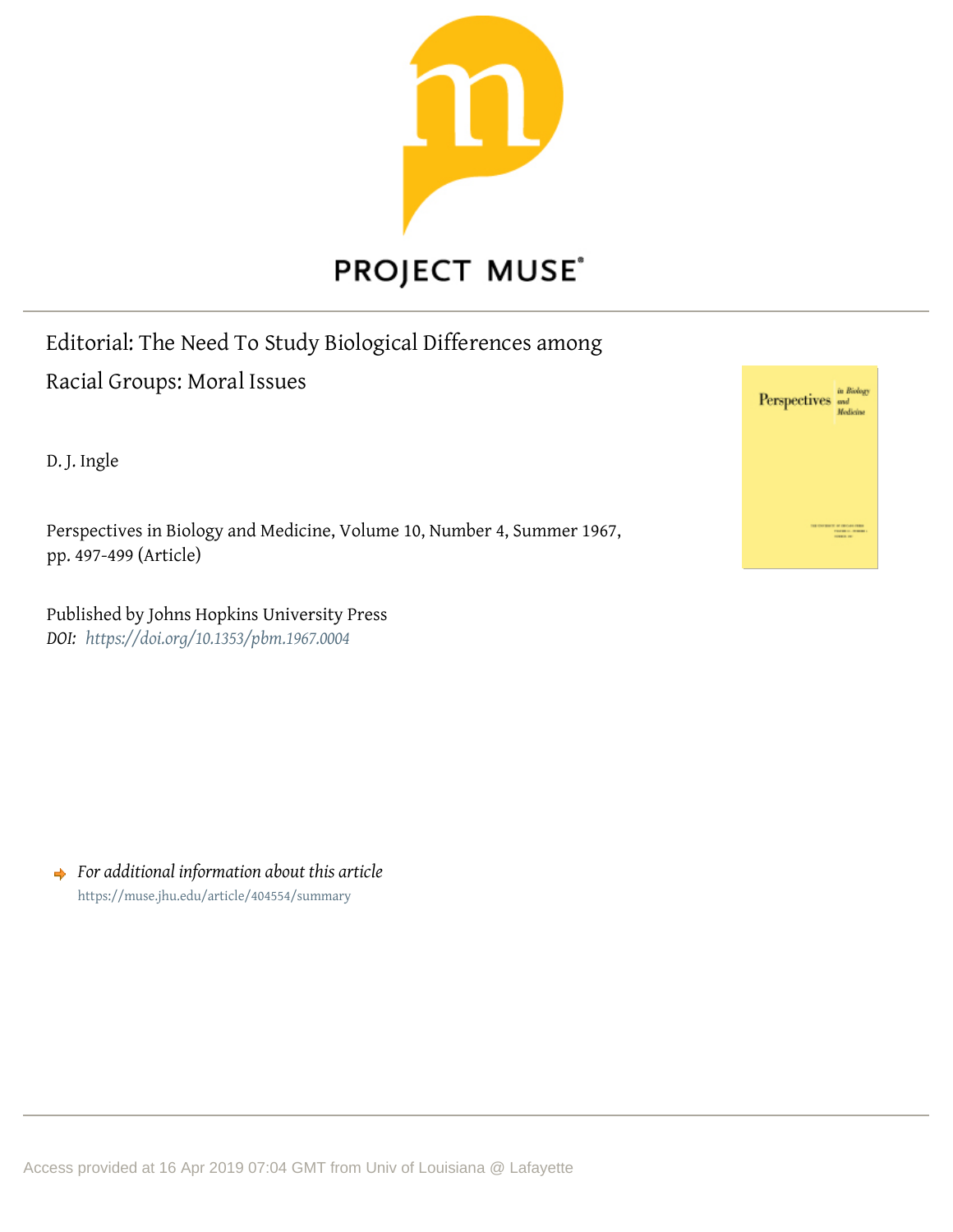PROJECT MUSE®

# Editorial: The Need To Study Biological Differences among Racial Groups: Moral Issues

D. J. Ingle

Perspectives in Biology and Medicine, Volume 10, Number 4, Summer 1967, pp. 497-499 (Article)

Published by Johns Hopkins University Press
*DOI: https://doi.org/10.1353/pbm.1967.0004*

*For additional information about this article*
https://muse.jhu.edu/article/404554/summary

Access provided at 16 Apr 2019 07:04 GMT from Univ of Louisiana @ Lafayette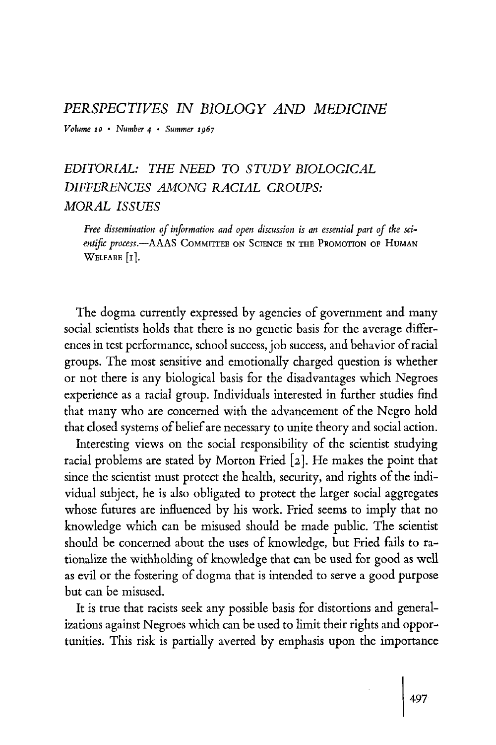# PERSPECTIVES IN BIOLOGY AND MEDICINE

*Volume 10 • Number 4 • Summer 1967*

## EDITORIAL: THE NEED TO STUDY BIOLOGICAL DIFFERENCES AMONG RACIAL GROUPS: MORAL ISSUES

> *Free dissemination of information and open discussion is an essential part of the scientific process.*—AAAS COMMITTEE ON SCIENCE IN THE PROMOTION OF HUMAN WELFARE [1].

The dogma currently expressed by agencies of government and many social scientists holds that there is no genetic basis for the average differences in test performance, school success, job success, and behavior of racial groups. The most sensitive and emotionally charged question is whether or not there is any biological basis for the disadvantages which Negroes experience as a racial group. Individuals interested in further studies find that many who are concerned with the advancement of the Negro hold that closed systems of belief are necessary to unite theory and social action.

Interesting views on the social responsibility of the scientist studying racial problems are stated by Morton Fried [2]. He makes the point that since the scientist must protect the health, security, and rights of the individual subject, he is also obligated to protect the larger social aggregates whose futures are influenced by his work. Fried seems to imply that no knowledge which can be misused should be made public. The scientist should be concerned about the uses of knowledge, but Fried fails to rationalize the withholding of knowledge that can be used for good as well as evil or the fostering of dogma that is intended to serve a good purpose but can be misused.

It is true that racists seek any possible basis for distortions and generalizations against Negroes which can be used to limit their rights and opportunities. This risk is partially averted by emphasis upon the importance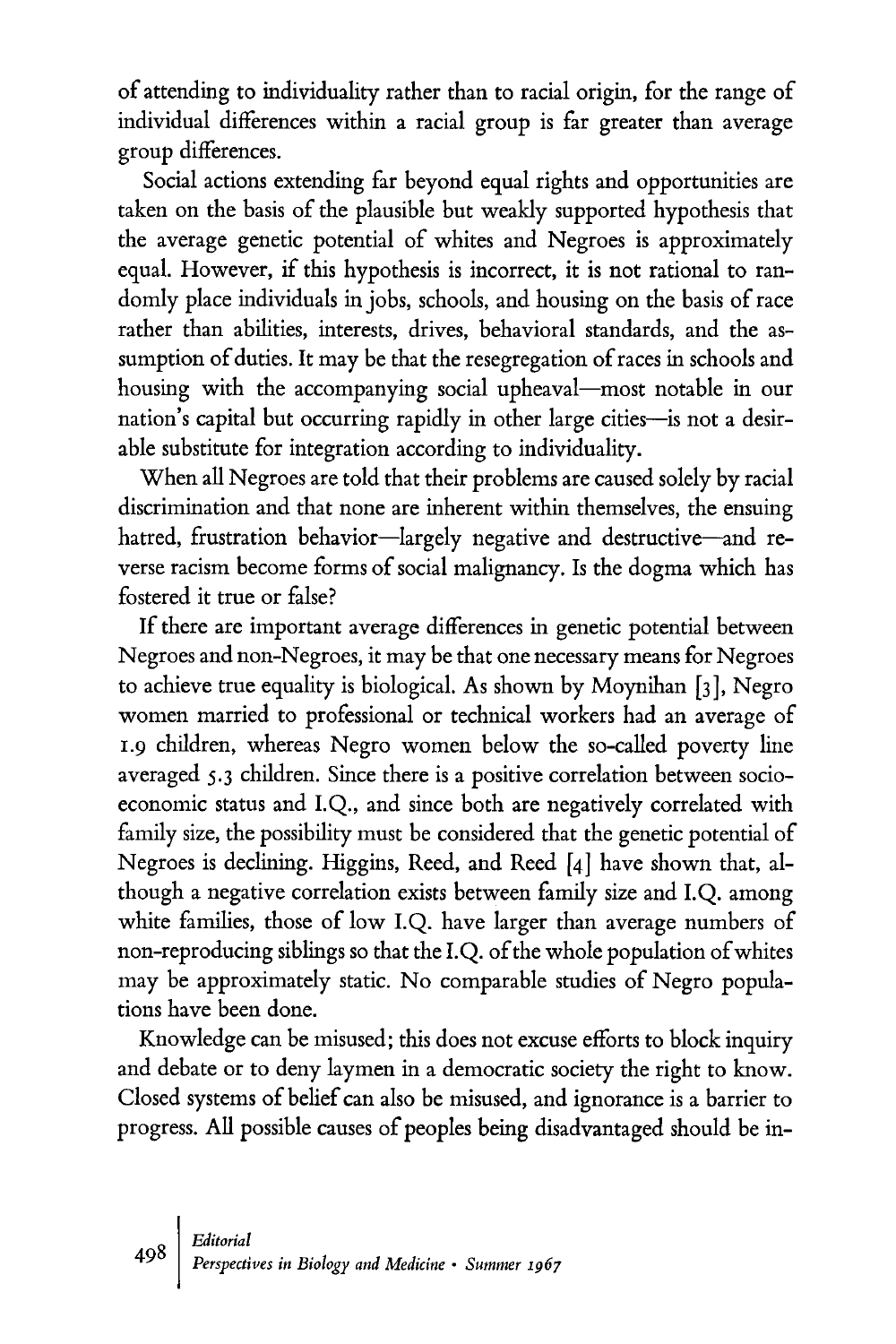of attending to individuality rather than to racial origin, for the range of individual differences within a racial group is far greater than average group differences.

Social actions extending far beyond equal rights and opportunities are taken on the basis of the plausible but weakly supported hypothesis that the average genetic potential of whites and Negroes is approximately equal. However, if this hypothesis is incorrect, it is not rational to randomly place individuals in jobs, schools, and housing on the basis of race rather than abilities, interests, drives, behavioral standards, and the assumption of duties. It may be that the resegregation of races in schools and housing with the accompanying social upheaval—most notable in our nation's capital but occurring rapidly in other large cities—is not a desirable substitute for integration according to individuality.

When all Negroes are told that their problems are caused solely by racial discrimination and that none are inherent within themselves, the ensuing hatred, frustration behavior—largely negative and destructive—and reverse racism become forms of social malignancy. Is the dogma which has fostered it true or false?

If there are important average differences in genetic potential between Negroes and non-Negroes, it may be that one necessary means for Negroes to achieve true equality is biological. As shown by Moynihan [3], Negro women married to professional or technical workers had an average of 1.9 children, whereas Negro women below the so-called poverty line averaged 5.3 children. Since there is a positive correlation between socioeconomic status and I.Q., and since both are negatively correlated with family size, the possibility must be considered that the genetic potential of Negroes is declining. Higgins, Reed, and Reed [4] have shown that, although a negative correlation exists between family size and I.Q. among white families, those of low I.Q. have larger than average numbers of non-reproducing siblings so that the I.Q. of the whole population of whites may be approximately static. No comparable studies of Negro populations have been done.

Knowledge can be misused; this does not excuse efforts to block inquiry and debate or to deny laymen in a democratic society the right to know. Closed systems of belief can also be misused, and ignorance is a barrier to progress. All possible causes of peoples being disadvantaged should be in-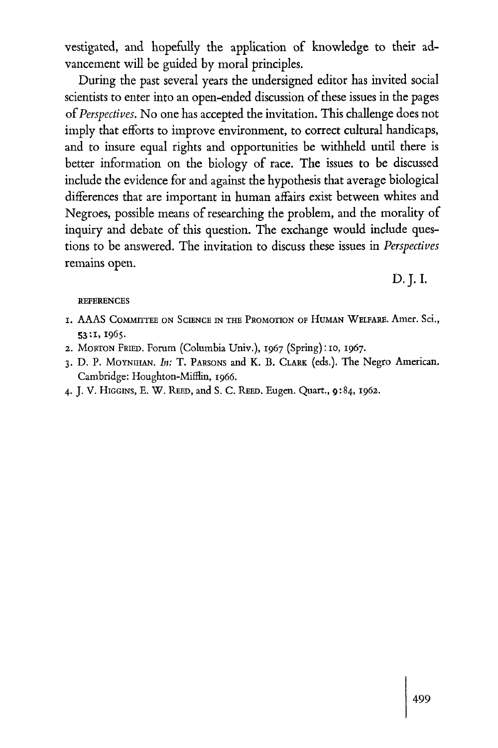vestigated, and hopefully the application of knowledge to their advancement will be guided by moral principles.

During the past several years the undersigned editor has invited social scientists to enter into an open-ended discussion of these issues in the pages of *Perspectives*. No one has accepted the invitation. This challenge does not imply that efforts to improve environment, to correct cultural handicaps, and to insure equal rights and opportunities be withheld until there is better information on the biology of race. The issues to be discussed include the evidence for and against the hypothesis that average biological differences that are important in human affairs exist between whites and Negroes, possible means of researching the problem, and the morality of inquiry and debate of this question. The exchange would include questions to be answered. The invitation to discuss these issues in *Perspectives* remains open.

D. J. I.

REFERENCES

1. AAAS COMMITTEE ON SCIENCE IN THE PROMOTION OF HUMAN WELFARE. Amer. Sci., 53:1, 1965.
2. MORTON FRIED. Forum (Columbia Univ.), 1967 (Spring): 10, 1967.
3. D. P. MOYNIHAN. *In:* T. PARSONS and K. B. CLARK (eds.). The Negro American. Cambridge: Houghton-Mifflin, 1966.
4. J. V. HIGGINS, E. W. REED, and S. C. REED. Eugen. Quart., 9:84, 1962.